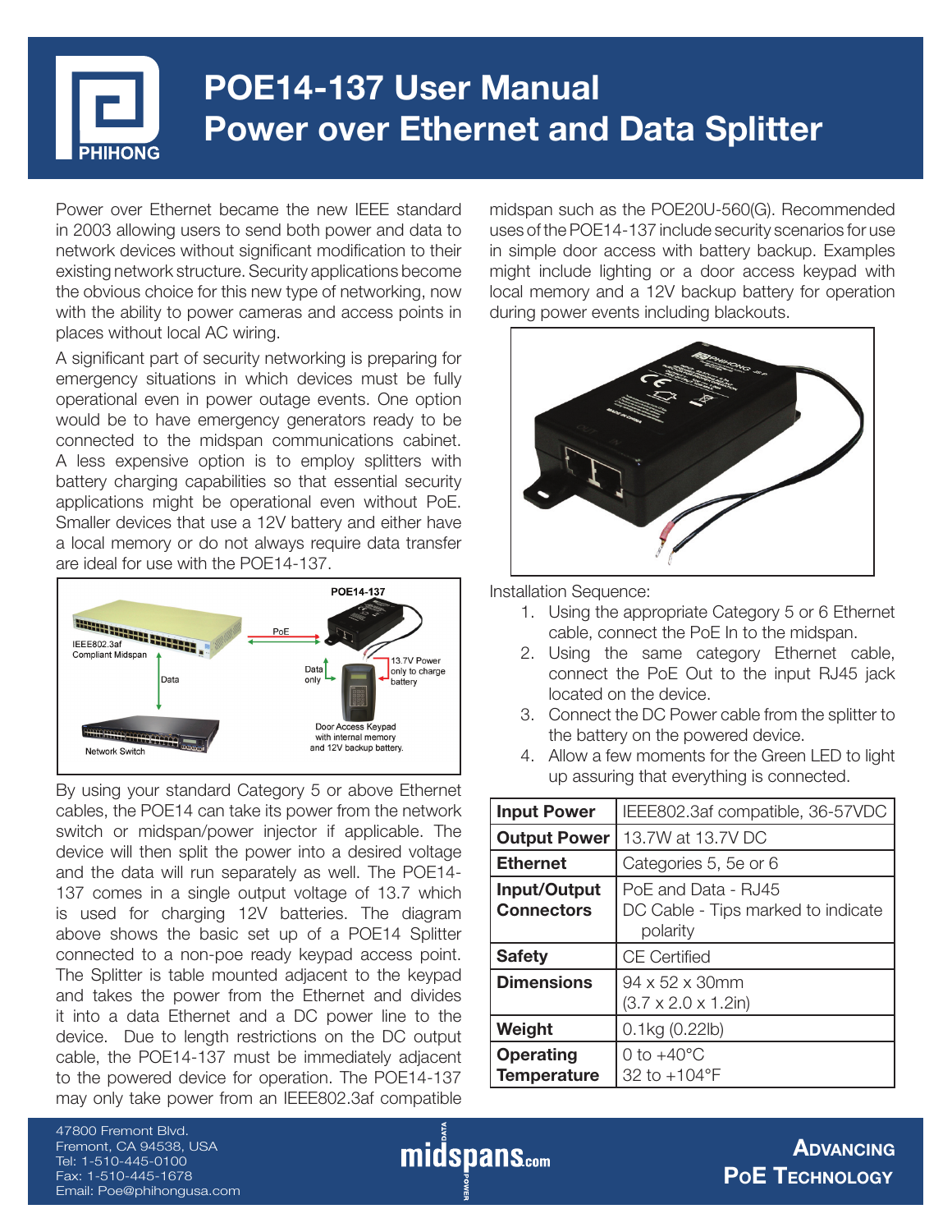# POE14-137 User Manual
# Power over Ethernet and Data Splitter

Power over Ethernet became the new IEEE standard in 2003 allowing users to send both power and data to network devices without significant modification to their existing network structure. Security applications become the obvious choice for this new type of networking, now with the ability to power cameras and access points in places without local AC wiring.

A significant part of security networking is preparing for emergency situations in which devices must be fully operational even in power outage events. One option would be to have emergency generators ready to be connected to the midspan communications cabinet. A less expensive option is to employ splitters with battery charging capabilities so that essential security applications might be operational even without PoE. Smaller devices that use a 12V battery and either have a local memory or do not always require data transfer are ideal for use with the POE14-137.

By using your standard Category 5 or above Ethernet cables, the POE14 can take its power from the network switch or midspan/power injector if applicable. The device will then split the power into a desired voltage and the data will run separately as well. The POE14-137 comes in a single output voltage of 13.7 which is used for charging 12V batteries. The diagram above shows the basic set up of a POE14 Splitter connected to a non-poe ready keypad access point. The Splitter is table mounted adjacent to the keypad and takes the power from the Ethernet and divides it into a data Ethernet and a DC power line to the device. Due to length restrictions on the DC output cable, the POE14-137 must be immediately adjacent to the powered device for operation. The POE14-137 may only take power from an IEEE802.3af compatible midspan such as the POE20U-560(G). Recommended uses of the POE14-137 include security scenarios for use in simple door access with battery backup. Examples might include lighting or a door access keypad with local memory and a 12V backup battery for operation during power events including blackouts.

Installation Sequence:

1. Using the appropriate Category 5 or 6 Ethernet cable, connect the PoE In to the midspan.
2. Using the same category Ethernet cable, connect the PoE Out to the input RJ45 jack located on the device.
3. Connect the DC Power cable from the splitter to the battery on the powered device.
4. Allow a few moments for the Green LED to light up assuring that everything is connected.

| | |
|---|---|
| **Input Power** | IEEE802.3af compatible, 36-57VDC |
| **Output Power** | 13.7W at 13.7V DC |
| **Ethernet** | Categories 5, 5e or 6 |
| **Input/Output Connectors** | PoE and Data - RJ45<br>DC Cable - Tips marked to indicate polarity |
| **Safety** | CE Certified |
| **Dimensions** | 94 x 52 x 30mm<br>(3.7 x 2.0 x 1.2in) |
| **Weight** | 0.1kg (0.22lb) |
| **Operating Temperature** | 0 to +40°C<br>32 to +104°F |

47800 Fremont Blvd.
Fremont, CA 94538, USA
Tel: 1-510-445-0100
Fax: 1-510-445-1678
Email: Poe@phihongusa.com

midspans.com

ADVANCING PoE TECHNOLOGY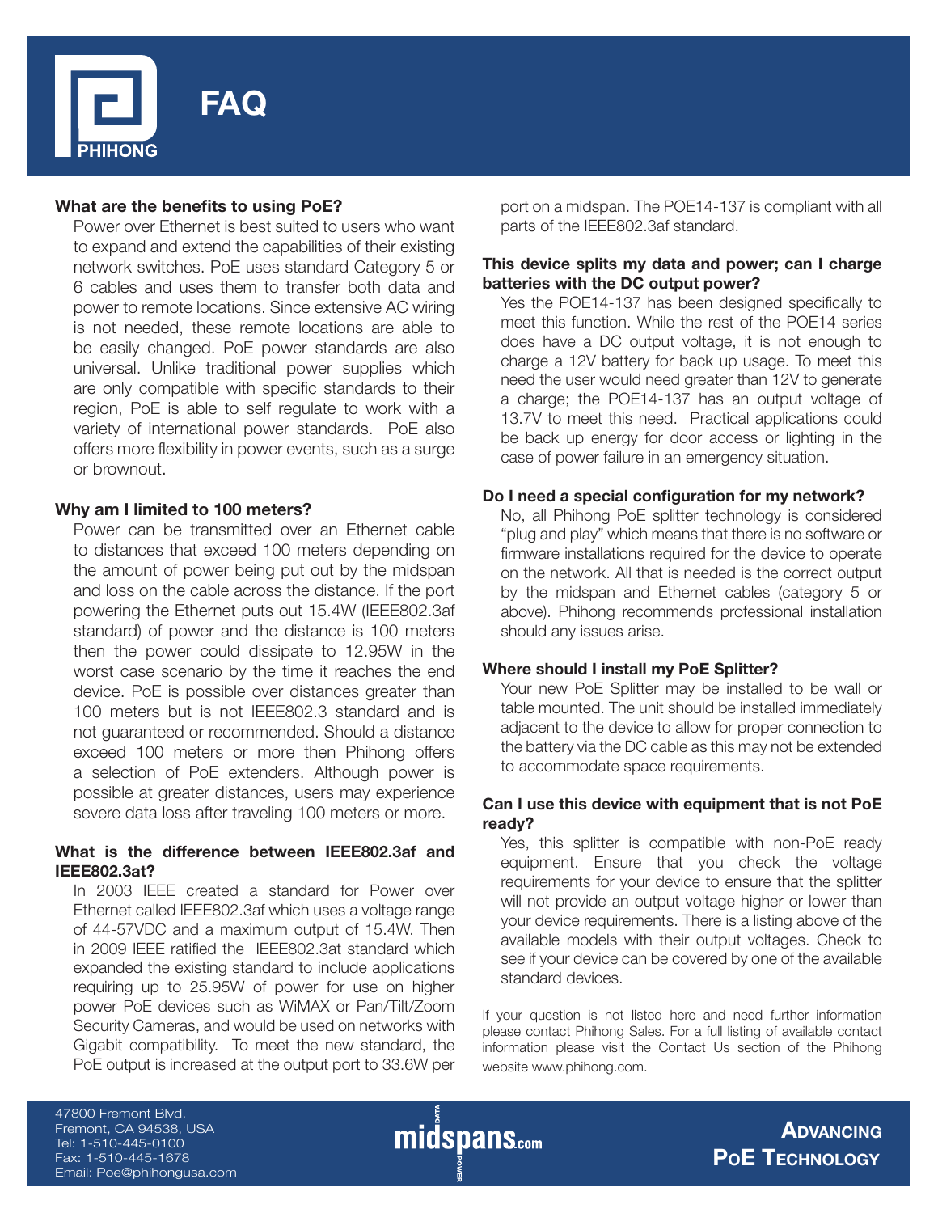# FAQ

### What are the benefits to using PoE?

Power over Ethernet is best suited to users who want to expand and extend the capabilities of their existing network switches. PoE uses standard Category 5 or 6 cables and uses them to transfer both data and power to remote locations. Since extensive AC wiring is not needed, these remote locations are able to be easily changed. PoE power standards are also universal. Unlike traditional power supplies which are only compatible with specific standards to their region, PoE is able to self regulate to work with a variety of international power standards. PoE also offers more flexibility in power events, such as a surge or brownout.

### Why am I limited to 100 meters?

Power can be transmitted over an Ethernet cable to distances that exceed 100 meters depending on the amount of power being put out by the midspan and loss on the cable across the distance. If the port powering the Ethernet puts out 15.4W (IEEE802.3af standard) of power and the distance is 100 meters then the power could dissipate to 12.95W in the worst case scenario by the time it reaches the end device. PoE is possible over distances greater than 100 meters but is not IEEE802.3 standard and is not guaranteed or recommended. Should a distance exceed 100 meters or more then Phihong offers a selection of PoE extenders. Although power is possible at greater distances, users may experience severe data loss after traveling 100 meters or more.

### What is the difference between IEEE802.3af and IEEE802.3at?

In 2003 IEEE created a standard for Power over Ethernet called IEEE802.3af which uses a voltage range of 44-57VDC and a maximum output of 15.4W. Then in 2009 IEEE ratified the IEEE802.3at standard which expanded the existing standard to include applications requiring up to 25.95W of power for use on higher power PoE devices such as WiMAX or Pan/Tilt/Zoom Security Cameras, and would be used on networks with Gigabit compatibility. To meet the new standard, the PoE output is increased at the output port to 33.6W per port on a midspan. The POE14-137 is compliant with all parts of the IEEE802.3af standard.

### This device splits my data and power; can I charge batteries with the DC output power?

Yes the POE14-137 has been designed specifically to meet this function. While the rest of the POE14 series does have a DC output voltage, it is not enough to charge a 12V battery for back up usage. To meet this need the user would need greater than 12V to generate a charge; the POE14-137 has an output voltage of 13.7V to meet this need. Practical applications could be back up energy for door access or lighting in the case of power failure in an emergency situation.

### Do I need a special configuration for my network?

No, all Phihong PoE splitter technology is considered "plug and play" which means that there is no software or firmware installations required for the device to operate on the network. All that is needed is the correct output by the midspan and Ethernet cables (category 5 or above). Phihong recommends professional installation should any issues arise.

### Where should I install my PoE Splitter?

Your new PoE Splitter may be installed to be wall or table mounted. The unit should be installed immediately adjacent to the device to allow for proper connection to the battery via the DC cable as this may not be extended to accommodate space requirements.

### Can I use this device with equipment that is not PoE ready?

Yes, this splitter is compatible with non-PoE ready equipment. Ensure that you check the voltage requirements for your device to ensure that the splitter will not provide an output voltage higher or lower than your device requirements. There is a listing above of the available models with their output voltages. Check to see if your device can be covered by one of the available standard devices.

If your question is not listed here and need further information please contact Phihong Sales. For a full listing of available contact information please visit the Contact Us section of the Phihong website www.phihong.com.

47800 Fremont Blvd.
Fremont, CA 94538, USA
Tel: 1-510-445-0100
Fax: 1-510-445-1678
Email: Poe@phihongusa.com

midspans.com

ADVANCING POE TECHNOLOGY